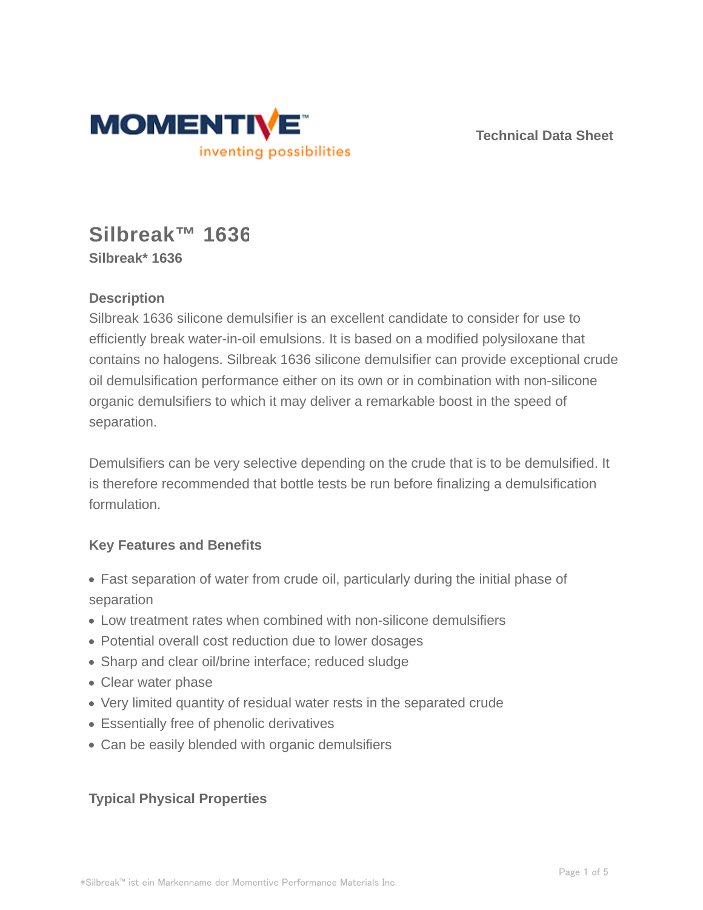Technical Data Sheet

# Silbreak™ 1636

**Silbreak* 1636**

## Description

Silbreak 1636 silicone demulsifier is an excellent candidate to consider for use to efficiently break water-in-oil emulsions. It is based on a modified polysiloxane that contains no halogens. Silbreak 1636 silicone demulsifier can provide exceptional crude oil demulsification performance either on its own or in combination with non-silicone organic demulsifiers to which it may deliver a remarkable boost in the speed of separation.

Demulsifiers can be very selective depending on the crude that is to be demulsified. It is therefore recommended that bottle tests be run before finalizing a demulsification formulation.

## Key Features and Benefits

- Fast separation of water from crude oil, particularly during the initial phase of separation
- Low treatment rates when combined with non-silicone demulsifiers
- Potential overall cost reduction due to lower dosages
- Sharp and clear oil/brine interface; reduced sludge
- Clear water phase
- Very limited quantity of residual water rests in the separated crude
- Essentially free of phenolic derivatives
- Can be easily blended with organic demulsifiers

## Typical Physical Properties

*Silbreak™ ist ein Markenname der Momentive Performance Materials Inc.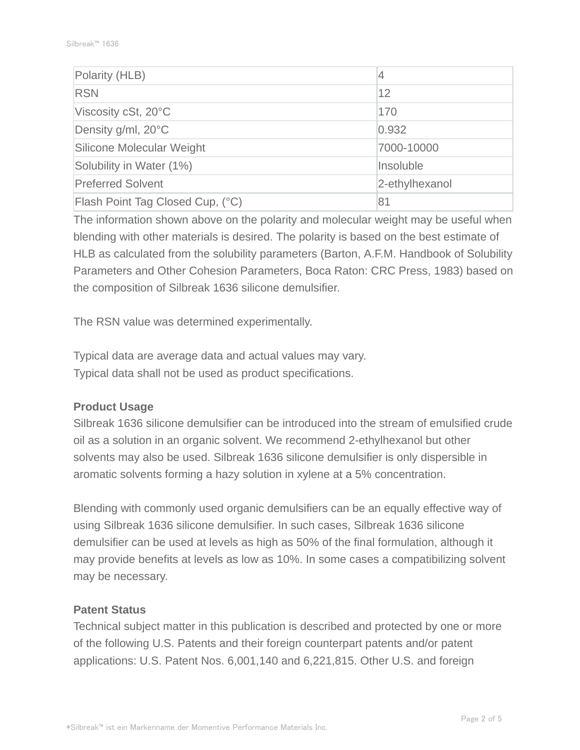| Polarity (HLB) | 4 |
| --- | --- |
| RSN | 12 |
| Viscosity cSt, 20°C | 170 |
| Density g/ml, 20°C | 0.932 |
| Silicone Molecular Weight | 7000-10000 |
| Solubility in Water (1%) | Insoluble |
| Preferred Solvent | 2-ethylhexanol |
| Flash Point Tag Closed Cup, (°C) | 81 |

The information shown above on the polarity and molecular weight may be useful when blending with other materials is desired. The polarity is based on the best estimate of HLB as calculated from the solubility parameters (Barton, A.F.M. Handbook of Solubility Parameters and Other Cohesion Parameters, Boca Raton: CRC Press, 1983) based on the composition of Silbreak 1636 silicone demulsifier.

The RSN value was determined experimentally.

Typical data are average data and actual values may vary.
Typical data shall not be used as product specifications.

**Product Usage**

Silbreak 1636 silicone demulsifier can be introduced into the stream of emulsified crude oil as a solution in an organic solvent. We recommend 2-ethylhexanol but other solvents may also be used. Silbreak 1636 silicone demulsifier is only dispersible in aromatic solvents forming a hazy solution in xylene at a 5% concentration.

Blending with commonly used organic demulsifiers can be an equally effective way of using Silbreak 1636 silicone demulsifier. In such cases, Silbreak 1636 silicone demulsifier can be used at levels as high as 50% of the final formulation, although it may provide benefits at levels as low as 10%. In some cases a compatibilizing solvent may be necessary.

**Patent Status**

Technical subject matter in this publication is described and protected by one or more of the following U.S. Patents and their foreign counterpart patents and/or patent applications: U.S. Patent Nos. 6,001,140 and 6,221,815. Other U.S. and foreign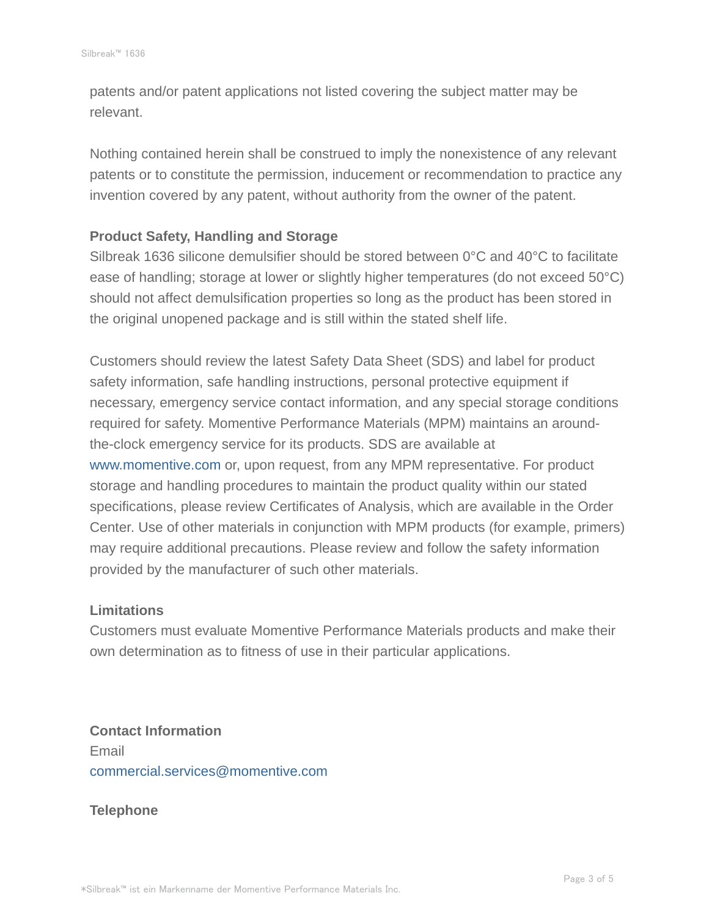patents and/or patent applications not listed covering the subject matter may be relevant.

Nothing contained herein shall be construed to imply the nonexistence of any relevant patents or to constitute the permission, inducement or recommendation to practice any invention covered by any patent, without authority from the owner of the patent.

**Product Safety, Handling and Storage**

Silbreak 1636 silicone demulsifier should be stored between 0°C and 40°C to facilitate ease of handling; storage at lower or slightly higher temperatures (do not exceed 50°C) should not affect demulsification properties so long as the product has been stored in the original unopened package and is still within the stated shelf life.

Customers should review the latest Safety Data Sheet (SDS) and label for product safety information, safe handling instructions, personal protective equipment if necessary, emergency service contact information, and any special storage conditions required for safety. Momentive Performance Materials (MPM) maintains an around-the-clock emergency service for its products. SDS are available at www.momentive.com or, upon request, from any MPM representative. For product storage and handling procedures to maintain the product quality within our stated specifications, please review Certificates of Analysis, which are available in the Order Center. Use of other materials in conjunction with MPM products (for example, primers) may require additional precautions. Please review and follow the safety information provided by the manufacturer of such other materials.

**Limitations**

Customers must evaluate Momentive Performance Materials products and make their own determination as to fitness of use in their particular applications.

**Contact Information**

Email

commercial.services@momentive.com

**Telephone**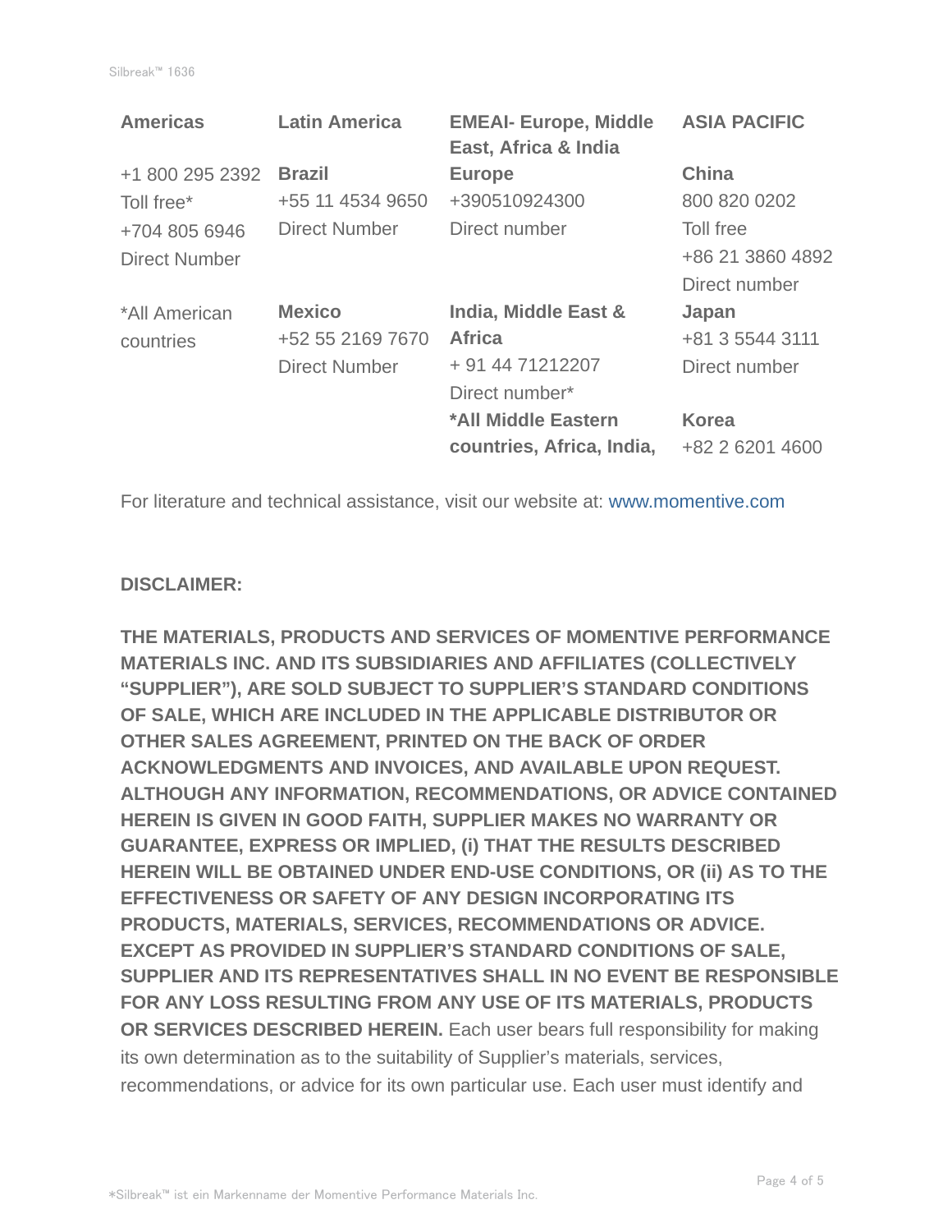| Americas | Latin America | EMEAI- Europe, Middle East, Africa & India | ASIA PACIFIC |
|---|---|---|---|
| +1 800 295 2392<br>Toll free*<br>+704 805 6946<br>Direct Number | **Brazil**<br>+55 11 4534 9650<br>Direct Number | **Europe**<br>+390510924300<br>Direct number | **China**<br>800 820 0202<br>Toll free<br>+86 21 3860 4892<br>Direct number |
| *All American countries | **Mexico**<br>+52 55 2169 7670<br>Direct Number | **India, Middle East & Africa**<br>+ 91 44 71212207<br>Direct number*<br>**\*All Middle Eastern countries, Africa, India,** | **Japan**<br>+81 3 5544 3111<br>Direct number<br><br>**Korea**<br>+82 2 6201 4600 |

For literature and technical assistance, visit our website at: www.momentive.com

**DISCLAIMER:**

**THE MATERIALS, PRODUCTS AND SERVICES OF MOMENTIVE PERFORMANCE MATERIALS INC. AND ITS SUBSIDIARIES AND AFFILIATES (COLLECTIVELY "SUPPLIER"), ARE SOLD SUBJECT TO SUPPLIER'S STANDARD CONDITIONS OF SALE, WHICH ARE INCLUDED IN THE APPLICABLE DISTRIBUTOR OR OTHER SALES AGREEMENT, PRINTED ON THE BACK OF ORDER ACKNOWLEDGMENTS AND INVOICES, AND AVAILABLE UPON REQUEST. ALTHOUGH ANY INFORMATION, RECOMMENDATIONS, OR ADVICE CONTAINED HEREIN IS GIVEN IN GOOD FAITH, SUPPLIER MAKES NO WARRANTY OR GUARANTEE, EXPRESS OR IMPLIED, (i) THAT THE RESULTS DESCRIBED HEREIN WILL BE OBTAINED UNDER END-USE CONDITIONS, OR (ii) AS TO THE EFFECTIVENESS OR SAFETY OF ANY DESIGN INCORPORATING ITS PRODUCTS, MATERIALS, SERVICES, RECOMMENDATIONS OR ADVICE. EXCEPT AS PROVIDED IN SUPPLIER'S STANDARD CONDITIONS OF SALE, SUPPLIER AND ITS REPRESENTATIVES SHALL IN NO EVENT BE RESPONSIBLE FOR ANY LOSS RESULTING FROM ANY USE OF ITS MATERIALS, PRODUCTS OR SERVICES DESCRIBED HEREIN.** Each user bears full responsibility for making its own determination as to the suitability of Supplier's materials, services, recommendations, or advice for its own particular use. Each user must identify and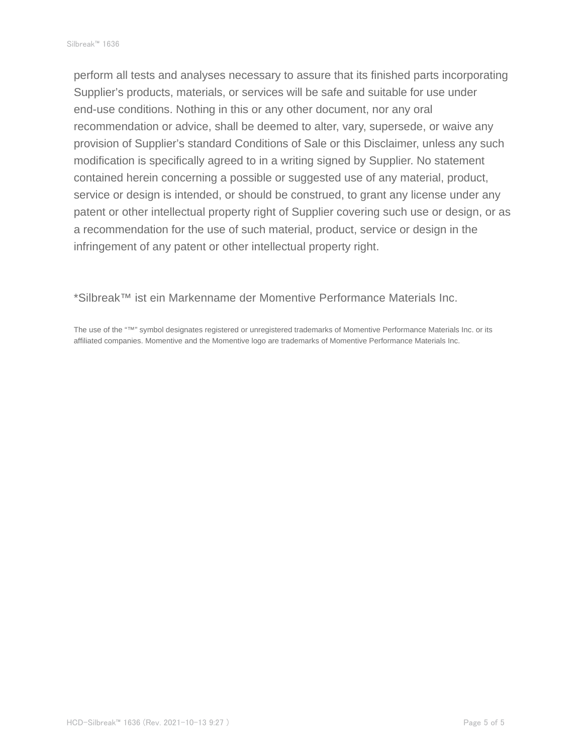perform all tests and analyses necessary to assure that its finished parts incorporating Supplier's products, materials, or services will be safe and suitable for use under end-use conditions. Nothing in this or any other document, nor any oral recommendation or advice, shall be deemed to alter, vary, supersede, or waive any provision of Supplier's standard Conditions of Sale or this Disclaimer, unless any such modification is specifically agreed to in a writing signed by Supplier. No statement contained herein concerning a possible or suggested use of any material, product, service or design is intended, or should be construed, to grant any license under any patent or other intellectual property right of Supplier covering such use or design, or as a recommendation for the use of such material, product, service or design in the infringement of any patent or other intellectual property right.

*Silbreak™ ist ein Markenname der Momentive Performance Materials Inc.

The use of the "™" symbol designates registered or unregistered trademarks of Momentive Performance Materials Inc. or its affiliated companies. Momentive and the Momentive logo are trademarks of Momentive Performance Materials Inc.